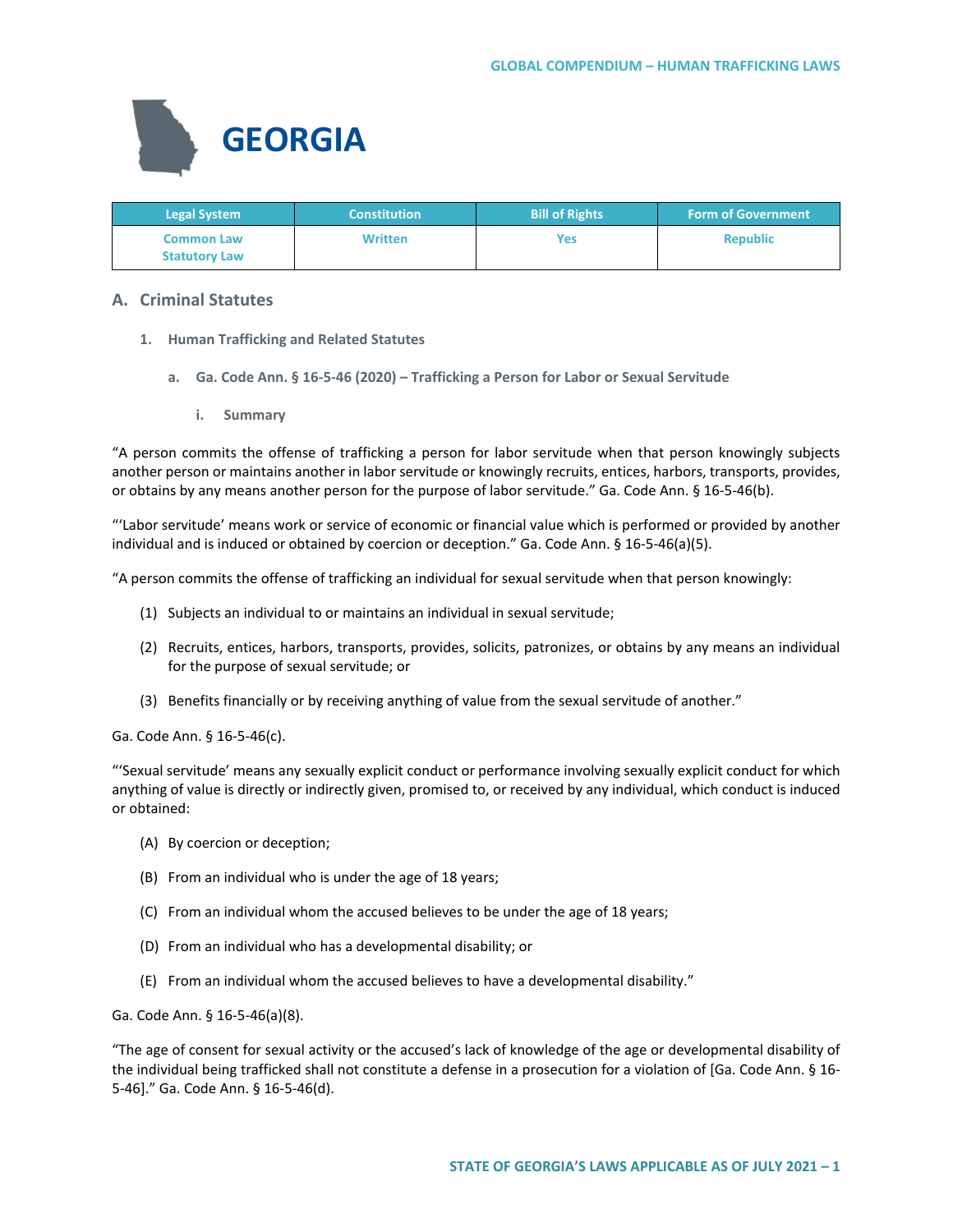# GEORGIA

| Legal System | Constitution | Bill of Rights | Form of Government |
|---|---|---|---|
| Common Law Statutory Law | Written | Yes | Republic |

## A. Criminal Statutes

### 1. Human Trafficking and Related Statutes

#### a. Ga. Code Ann. § 16-5-46 (2020) – Trafficking a Person for Labor or Sexual Servitude

##### i. Summary

"A person commits the offense of trafficking a person for labor servitude when that person knowingly subjects another person or maintains another in labor servitude or knowingly recruits, entices, harbors, transports, provides, or obtains by any means another person for the purpose of labor servitude." Ga. Code Ann. § 16-5-46(b).

"'Labor servitude' means work or service of economic or financial value which is performed or provided by another individual and is induced or obtained by coercion or deception." Ga. Code Ann. § 16-5-46(a)(5).

"A person commits the offense of trafficking an individual for sexual servitude when that person knowingly:

(1) Subjects an individual to or maintains an individual in sexual servitude;

(2) Recruits, entices, harbors, transports, provides, solicits, patronizes, or obtains by any means an individual for the purpose of sexual servitude; or

(3) Benefits financially or by receiving anything of value from the sexual servitude of another."

Ga. Code Ann. § 16-5-46(c).

"'Sexual servitude' means any sexually explicit conduct or performance involving sexually explicit conduct for which anything of value is directly or indirectly given, promised to, or received by any individual, which conduct is induced or obtained:

(A) By coercion or deception;

(B) From an individual who is under the age of 18 years;

(C) From an individual whom the accused believes to be under the age of 18 years;

(D) From an individual who has a developmental disability; or

(E) From an individual whom the accused believes to have a developmental disability."

Ga. Code Ann. § 16-5-46(a)(8).

"The age of consent for sexual activity or the accused's lack of knowledge of the age or developmental disability of the individual being trafficked shall not constitute a defense in a prosecution for a violation of [Ga. Code Ann. § 16-5-46]." Ga. Code Ann. § 16-5-46(d).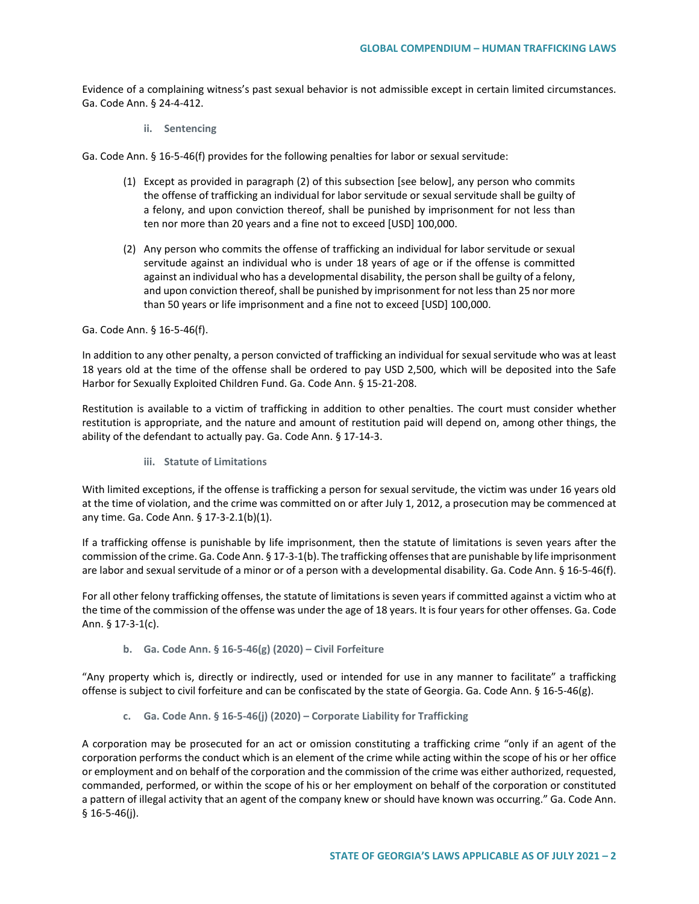Evidence of a complaining witness's past sexual behavior is not admissible except in certain limited circumstances. Ga. Code Ann. § 24-4-412.

#### ii. Sentencing

Ga. Code Ann. § 16-5-46(f) provides for the following penalties for labor or sexual servitude:

> (1) Except as provided in paragraph (2) of this subsection [see below], any person who commits the offense of trafficking an individual for labor servitude or sexual servitude shall be guilty of a felony, and upon conviction thereof, shall be punished by imprisonment for not less than ten nor more than 20 years and a fine not to exceed [USD] 100,000.
>
> (2) Any person who commits the offense of trafficking an individual for labor servitude or sexual servitude against an individual who is under 18 years of age or if the offense is committed against an individual who has a developmental disability, the person shall be guilty of a felony, and upon conviction thereof, shall be punished by imprisonment for not less than 25 nor more than 50 years or life imprisonment and a fine not to exceed [USD] 100,000.

Ga. Code Ann. § 16-5-46(f).

In addition to any other penalty, a person convicted of trafficking an individual for sexual servitude who was at least 18 years old at the time of the offense shall be ordered to pay USD 2,500, which will be deposited into the Safe Harbor for Sexually Exploited Children Fund. Ga. Code Ann. § 15-21-208.

Restitution is available to a victim of trafficking in addition to other penalties. The court must consider whether restitution is appropriate, and the nature and amount of restitution paid will depend on, among other things, the ability of the defendant to actually pay. Ga. Code Ann. § 17-14-3.

#### iii. Statute of Limitations

With limited exceptions, if the offense is trafficking a person for sexual servitude, the victim was under 16 years old at the time of violation, and the crime was committed on or after July 1, 2012, a prosecution may be commenced at any time. Ga. Code Ann. § 17-3-2.1(b)(1).

If a trafficking offense is punishable by life imprisonment, then the statute of limitations is seven years after the commission of the crime. Ga. Code Ann. § 17-3-1(b). The trafficking offenses that are punishable by life imprisonment are labor and sexual servitude of a minor or of a person with a developmental disability. Ga. Code Ann. § 16-5-46(f).

For all other felony trafficking offenses, the statute of limitations is seven years if committed against a victim who at the time of the commission of the offense was under the age of 18 years. It is four years for other offenses. Ga. Code Ann. § 17-3-1(c).

### b. Ga. Code Ann. § 16-5-46(g) (2020) – Civil Forfeiture

"Any property which is, directly or indirectly, used or intended for use in any manner to facilitate" a trafficking offense is subject to civil forfeiture and can be confiscated by the state of Georgia. Ga. Code Ann. § 16-5-46(g).

### c. Ga. Code Ann. § 16-5-46(j) (2020) – Corporate Liability for Trafficking

A corporation may be prosecuted for an act or omission constituting a trafficking crime "only if an agent of the corporation performs the conduct which is an element of the crime while acting within the scope of his or her office or employment and on behalf of the corporation and the commission of the crime was either authorized, requested, commanded, performed, or within the scope of his or her employment on behalf of the corporation or constituted a pattern of illegal activity that an agent of the company knew or should have known was occurring." Ga. Code Ann. § 16-5-46(j).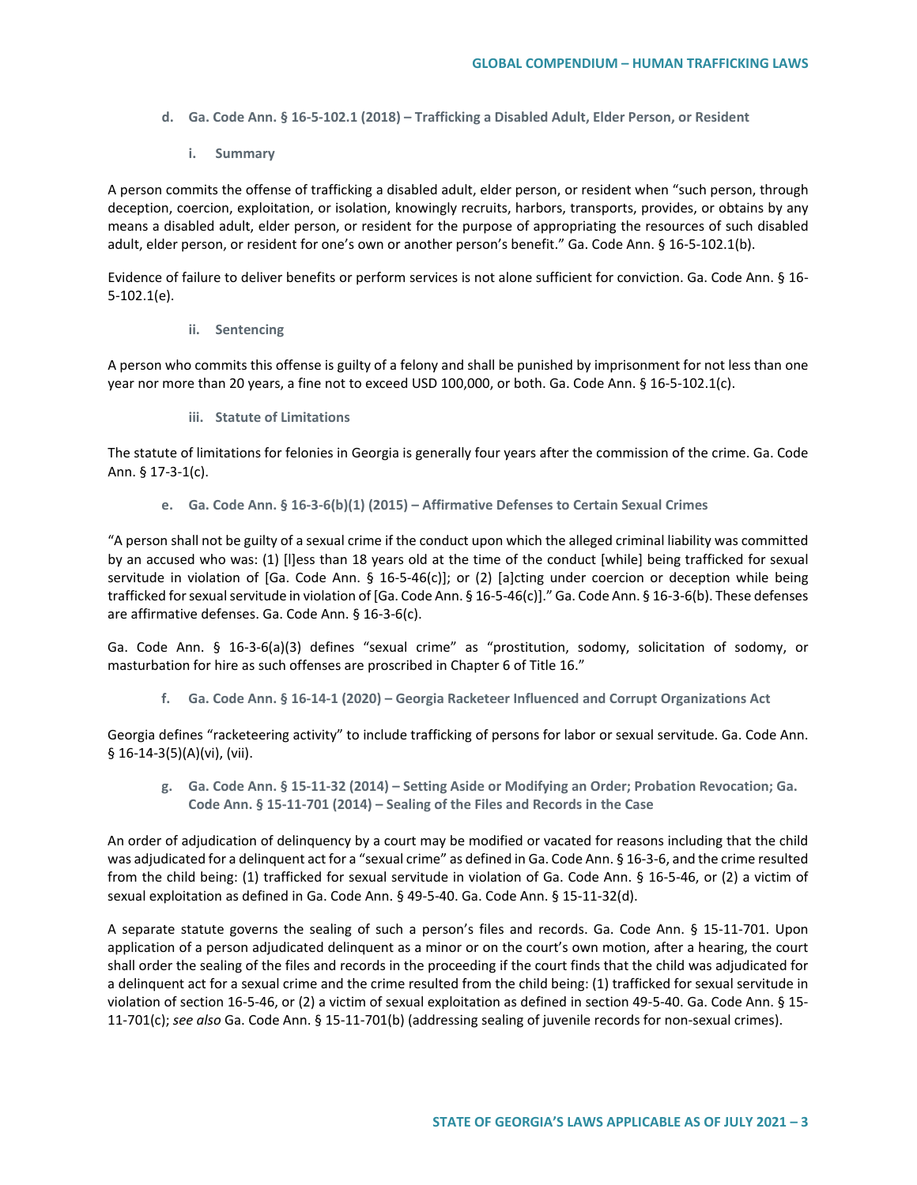### d. Ga. Code Ann. § 16-5-102.1 (2018) – Trafficking a Disabled Adult, Elder Person, or Resident

#### i. Summary

A person commits the offense of trafficking a disabled adult, elder person, or resident when "such person, through deception, coercion, exploitation, or isolation, knowingly recruits, harbors, transports, provides, or obtains by any means a disabled adult, elder person, or resident for the purpose of appropriating the resources of such disabled adult, elder person, or resident for one's own or another person's benefit." Ga. Code Ann. § 16-5-102.1(b).

Evidence of failure to deliver benefits or perform services is not alone sufficient for conviction. Ga. Code Ann. § 16-5-102.1(e).

#### ii. Sentencing

A person who commits this offense is guilty of a felony and shall be punished by imprisonment for not less than one year nor more than 20 years, a fine not to exceed USD 100,000, or both. Ga. Code Ann. § 16-5-102.1(c).

#### iii. Statute of Limitations

The statute of limitations for felonies in Georgia is generally four years after the commission of the crime. Ga. Code Ann. § 17-3-1(c).

### e. Ga. Code Ann. § 16-3-6(b)(1) (2015) – Affirmative Defenses to Certain Sexual Crimes

"A person shall not be guilty of a sexual crime if the conduct upon which the alleged criminal liability was committed by an accused who was: (1) [l]ess than 18 years old at the time of the conduct [while] being trafficked for sexual servitude in violation of [Ga. Code Ann. § 16-5-46(c)]; or (2) [a]cting under coercion or deception while being trafficked for sexual servitude in violation of [Ga. Code Ann. § 16-5-46(c)]." Ga. Code Ann. § 16-3-6(b). These defenses are affirmative defenses. Ga. Code Ann. § 16-3-6(c).

Ga. Code Ann. § 16-3-6(a)(3) defines "sexual crime" as "prostitution, sodomy, solicitation of sodomy, or masturbation for hire as such offenses are proscribed in Chapter 6 of Title 16."

### f. Ga. Code Ann. § 16-14-1 (2020) – Georgia Racketeer Influenced and Corrupt Organizations Act

Georgia defines "racketeering activity" to include trafficking of persons for labor or sexual servitude. Ga. Code Ann. § 16-14-3(5)(A)(vi), (vii).

### g. Ga. Code Ann. § 15-11-32 (2014) – Setting Aside or Modifying an Order; Probation Revocation; Ga. Code Ann. § 15-11-701 (2014) – Sealing of the Files and Records in the Case

An order of adjudication of delinquency by a court may be modified or vacated for reasons including that the child was adjudicated for a delinquent act for a "sexual crime" as defined in Ga. Code Ann. § 16-3-6, and the crime resulted from the child being: (1) trafficked for sexual servitude in violation of Ga. Code Ann. § 16-5-46, or (2) a victim of sexual exploitation as defined in Ga. Code Ann. § 49-5-40. Ga. Code Ann. § 15-11-32(d).

A separate statute governs the sealing of such a person's files and records. Ga. Code Ann. § 15-11-701. Upon application of a person adjudicated delinquent as a minor or on the court's own motion, after a hearing, the court shall order the sealing of the files and records in the proceeding if the court finds that the child was adjudicated for a delinquent act for a sexual crime and the crime resulted from the child being: (1) trafficked for sexual servitude in violation of section 16-5-46, or (2) a victim of sexual exploitation as defined in section 49-5-40. Ga. Code Ann. § 15-11-701(c); *see also* Ga. Code Ann. § 15-11-701(b) (addressing sealing of juvenile records for non-sexual crimes).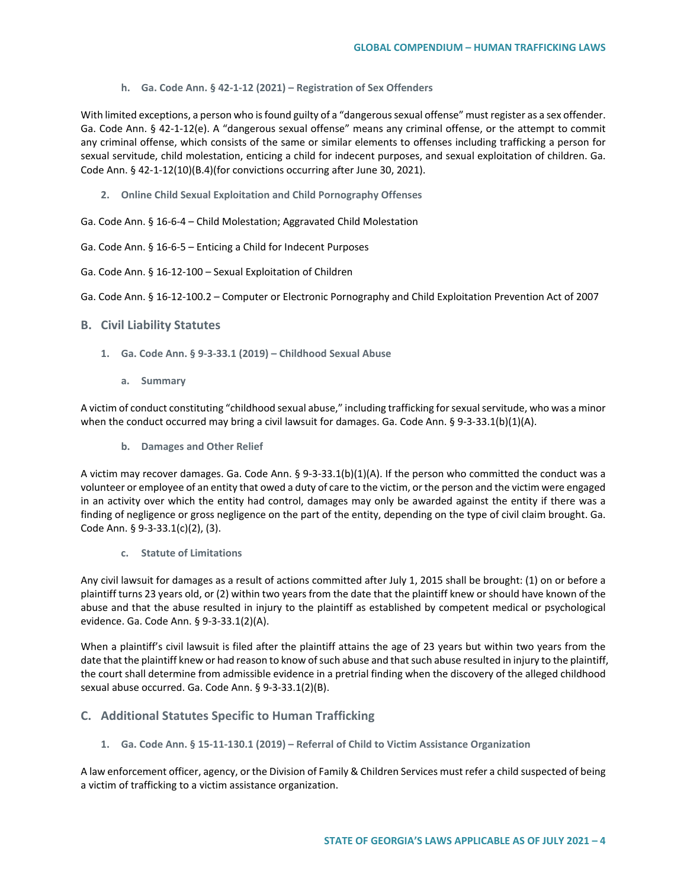#### h. Ga. Code Ann. § 42-1-12 (2021) – Registration of Sex Offenders

With limited exceptions, a person who is found guilty of a "dangerous sexual offense" must register as a sex offender. Ga. Code Ann. § 42-1-12(e). A "dangerous sexual offense" means any criminal offense, or the attempt to commit any criminal offense, which consists of the same or similar elements to offenses including trafficking a person for sexual servitude, child molestation, enticing a child for indecent purposes, and sexual exploitation of children. Ga. Code Ann. § 42-1-12(10)(B.4)(for convictions occurring after June 30, 2021).

### 2. Online Child Sexual Exploitation and Child Pornography Offenses

Ga. Code Ann. § 16-6-4 – Child Molestation; Aggravated Child Molestation

Ga. Code Ann. § 16-6-5 – Enticing a Child for Indecent Purposes

Ga. Code Ann. § 16-12-100 – Sexual Exploitation of Children

Ga. Code Ann. § 16-12-100.2 – Computer or Electronic Pornography and Child Exploitation Prevention Act of 2007

## B. Civil Liability Statutes

### 1. Ga. Code Ann. § 9-3-33.1 (2019) – Childhood Sexual Abuse

#### a. Summary

A victim of conduct constituting "childhood sexual abuse," including trafficking for sexual servitude, who was a minor when the conduct occurred may bring a civil lawsuit for damages. Ga. Code Ann. § 9-3-33.1(b)(1)(A).

#### b. Damages and Other Relief

A victim may recover damages. Ga. Code Ann. § 9-3-33.1(b)(1)(A). If the person who committed the conduct was a volunteer or employee of an entity that owed a duty of care to the victim, or the person and the victim were engaged in an activity over which the entity had control, damages may only be awarded against the entity if there was a finding of negligence or gross negligence on the part of the entity, depending on the type of civil claim brought. Ga. Code Ann. § 9-3-33.1(c)(2), (3).

#### c. Statute of Limitations

Any civil lawsuit for damages as a result of actions committed after July 1, 2015 shall be brought: (1) on or before a plaintiff turns 23 years old, or (2) within two years from the date that the plaintiff knew or should have known of the abuse and that the abuse resulted in injury to the plaintiff as established by competent medical or psychological evidence. Ga. Code Ann. § 9-3-33.1(2)(A).

When a plaintiff's civil lawsuit is filed after the plaintiff attains the age of 23 years but within two years from the date that the plaintiff knew or had reason to know of such abuse and that such abuse resulted in injury to the plaintiff, the court shall determine from admissible evidence in a pretrial finding when the discovery of the alleged childhood sexual abuse occurred. Ga. Code Ann. § 9-3-33.1(2)(B).

## C. Additional Statutes Specific to Human Trafficking

### 1. Ga. Code Ann. § 15-11-130.1 (2019) – Referral of Child to Victim Assistance Organization

A law enforcement officer, agency, or the Division of Family & Children Services must refer a child suspected of being a victim of trafficking to a victim assistance organization.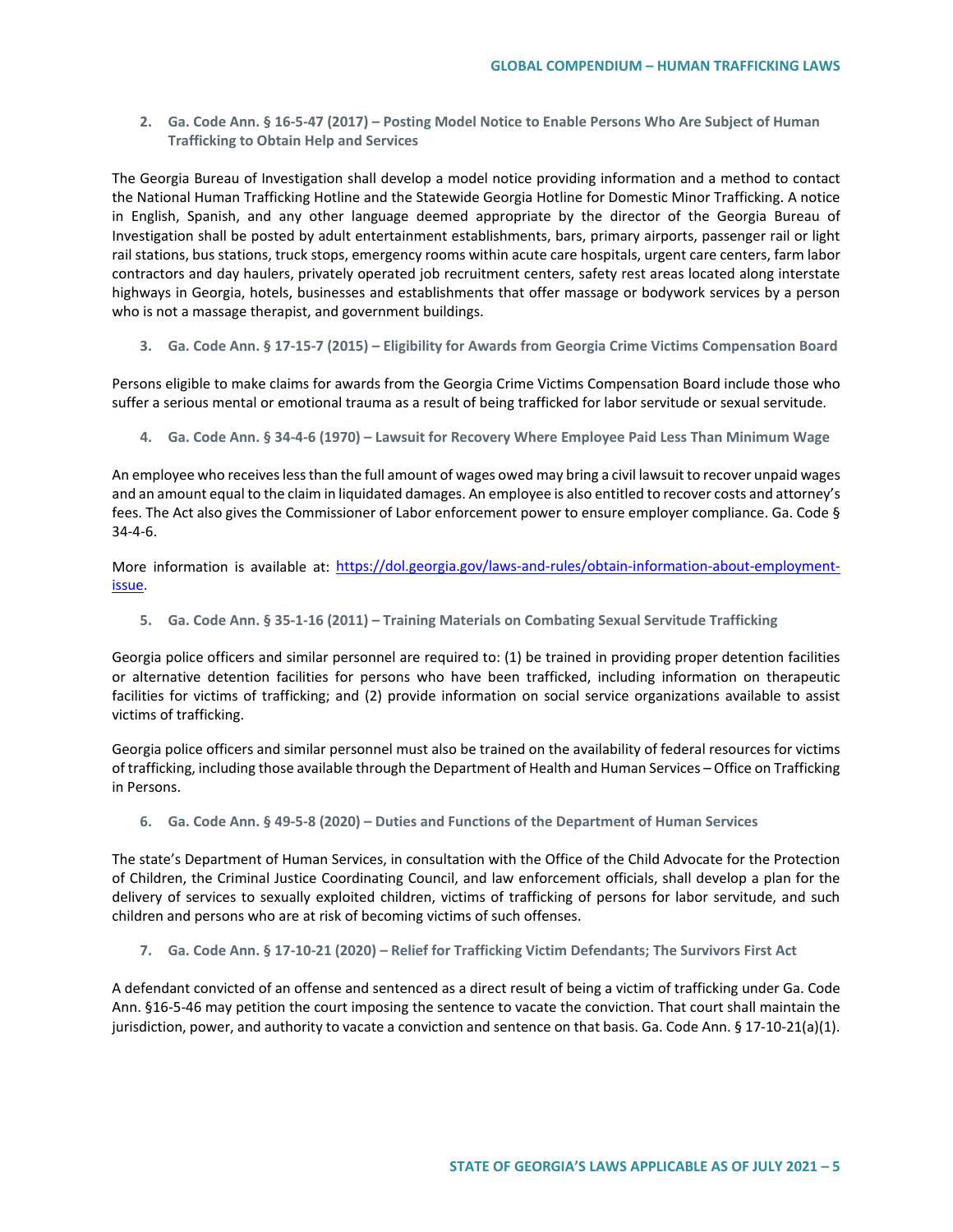2. **Ga. Code Ann. § 16-5-47 (2017) – Posting Model Notice to Enable Persons Who Are Subject of Human Trafficking to Obtain Help and Services**

The Georgia Bureau of Investigation shall develop a model notice providing information and a method to contact the National Human Trafficking Hotline and the Statewide Georgia Hotline for Domestic Minor Trafficking. A notice in English, Spanish, and any other language deemed appropriate by the director of the Georgia Bureau of Investigation shall be posted by adult entertainment establishments, bars, primary airports, passenger rail or light rail stations, bus stations, truck stops, emergency rooms within acute care hospitals, urgent care centers, farm labor contractors and day haulers, privately operated job recruitment centers, safety rest areas located along interstate highways in Georgia, hotels, businesses and establishments that offer massage or bodywork services by a person who is not a massage therapist, and government buildings.

3. **Ga. Code Ann. § 17-15-7 (2015) – Eligibility for Awards from Georgia Crime Victims Compensation Board**

Persons eligible to make claims for awards from the Georgia Crime Victims Compensation Board include those who suffer a serious mental or emotional trauma as a result of being trafficked for labor servitude or sexual servitude.

4. **Ga. Code Ann. § 34-4-6 (1970) – Lawsuit for Recovery Where Employee Paid Less Than Minimum Wage**

An employee who receives less than the full amount of wages owed may bring a civil lawsuit to recover unpaid wages and an amount equal to the claim in liquidated damages. An employee is also entitled to recover costs and attorney's fees. The Act also gives the Commissioner of Labor enforcement power to ensure employer compliance. Ga. Code § 34-4-6.

More information is available at: [https://dol.georgia.gov/laws-and-rules/obtain-information-about-employment-issue](https://dol.georgia.gov/laws-and-rules/obtain-information-about-employment-issue).

5. **Ga. Code Ann. § 35-1-16 (2011) – Training Materials on Combating Sexual Servitude Trafficking**

Georgia police officers and similar personnel are required to: (1) be trained in providing proper detention facilities or alternative detention facilities for persons who have been trafficked, including information on therapeutic facilities for victims of trafficking; and (2) provide information on social service organizations available to assist victims of trafficking.

Georgia police officers and similar personnel must also be trained on the availability of federal resources for victims of trafficking, including those available through the Department of Health and Human Services – Office on Trafficking in Persons.

6. **Ga. Code Ann. § 49-5-8 (2020) – Duties and Functions of the Department of Human Services**

The state's Department of Human Services, in consultation with the Office of the Child Advocate for the Protection of Children, the Criminal Justice Coordinating Council, and law enforcement officials, shall develop a plan for the delivery of services to sexually exploited children, victims of trafficking of persons for labor servitude, and such children and persons who are at risk of becoming victims of such offenses.

7. **Ga. Code Ann. § 17-10-21 (2020) – Relief for Trafficking Victim Defendants; The Survivors First Act**

A defendant convicted of an offense and sentenced as a direct result of being a victim of trafficking under Ga. Code Ann. §16-5-46 may petition the court imposing the sentence to vacate the conviction. That court shall maintain the jurisdiction, power, and authority to vacate a conviction and sentence on that basis. Ga. Code Ann. § 17-10-21(a)(1).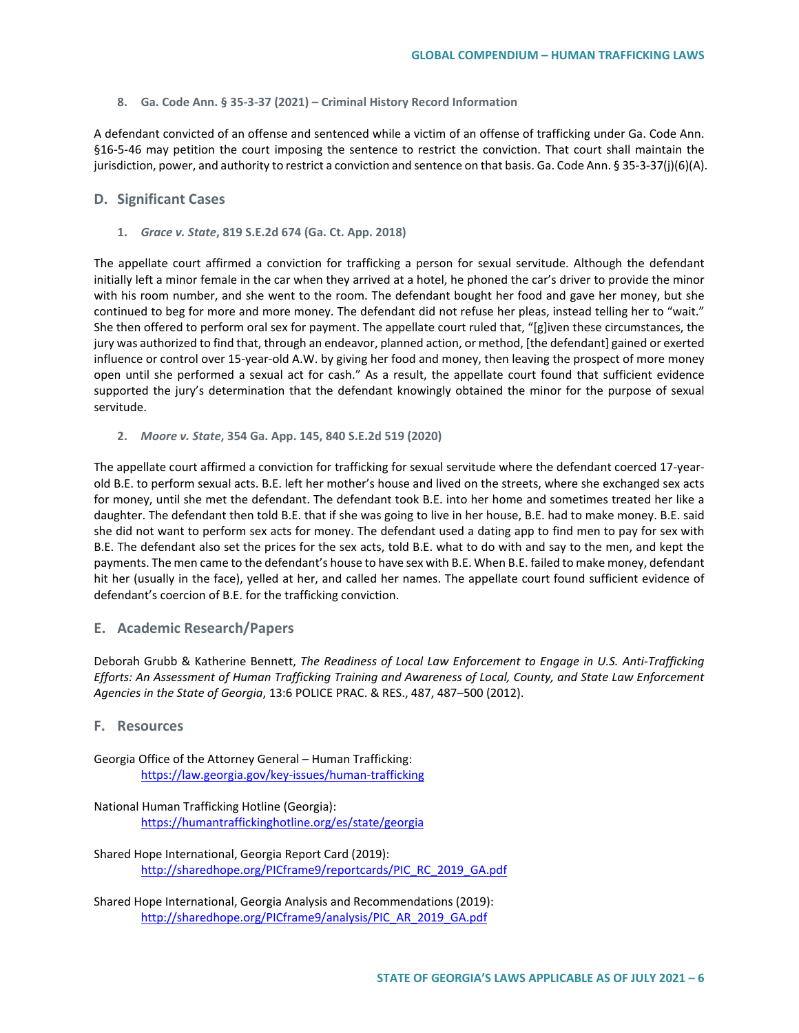**8. Ga. Code Ann. § 35-3-37 (2021) – Criminal History Record Information**

A defendant convicted of an offense and sentenced while a victim of an offense of trafficking under Ga. Code Ann. §16-5-46 may petition the court imposing the sentence to restrict the conviction. That court shall maintain the jurisdiction, power, and authority to restrict a conviction and sentence on that basis. Ga. Code Ann. § 35-3-37(j)(6)(A).

## D. Significant Cases

**1. *Grace v. State*, 819 S.E.2d 674 (Ga. Ct. App. 2018)**

The appellate court affirmed a conviction for trafficking a person for sexual servitude. Although the defendant initially left a minor female in the car when they arrived at a hotel, he phoned the car's driver to provide the minor with his room number, and she went to the room. The defendant bought her food and gave her money, but she continued to beg for more and more money. The defendant did not refuse her pleas, instead telling her to "wait." She then offered to perform oral sex for payment. The appellate court ruled that, "[g]iven these circumstances, the jury was authorized to find that, through an endeavor, planned action, or method, [the defendant] gained or exerted influence or control over 15-year-old A.W. by giving her food and money, then leaving the prospect of more money open until she performed a sexual act for cash." As a result, the appellate court found that sufficient evidence supported the jury's determination that the defendant knowingly obtained the minor for the purpose of sexual servitude.

**2. *Moore v. State*, 354 Ga. App. 145, 840 S.E.2d 519 (2020)**

The appellate court affirmed a conviction for trafficking for sexual servitude where the defendant coerced 17-year-old B.E. to perform sexual acts. B.E. left her mother's house and lived on the streets, where she exchanged sex acts for money, until she met the defendant. The defendant took B.E. into her home and sometimes treated her like a daughter. The defendant then told B.E. that if she was going to live in her house, B.E. had to make money. B.E. said she did not want to perform sex acts for money. The defendant used a dating app to find men to pay for sex with B.E. The defendant also set the prices for the sex acts, told B.E. what to do with and say to the men, and kept the payments. The men came to the defendant's house to have sex with B.E. When B.E. failed to make money, defendant hit her (usually in the face), yelled at her, and called her names. The appellate court found sufficient evidence of defendant's coercion of B.E. for the trafficking conviction.

## E. Academic Research/Papers

Deborah Grubb & Katherine Bennett, *The Readiness of Local Law Enforcement to Engage in U.S. Anti-Trafficking Efforts: An Assessment of Human Trafficking Training and Awareness of Local, County, and State Law Enforcement Agencies in the State of Georgia*, 13:6 POLICE PRAC. & RES., 487, 487–500 (2012).

## F. Resources

Georgia Office of the Attorney General – Human Trafficking:
https://law.georgia.gov/key-issues/human-trafficking

National Human Trafficking Hotline (Georgia):
https://humantraffickinghotline.org/es/state/georgia

Shared Hope International, Georgia Report Card (2019):
http://sharedhope.org/PICframe9/reportcards/PIC_RC_2019_GA.pdf

Shared Hope International, Georgia Analysis and Recommendations (2019):
http://sharedhope.org/PICframe9/analysis/PIC_AR_2019_GA.pdf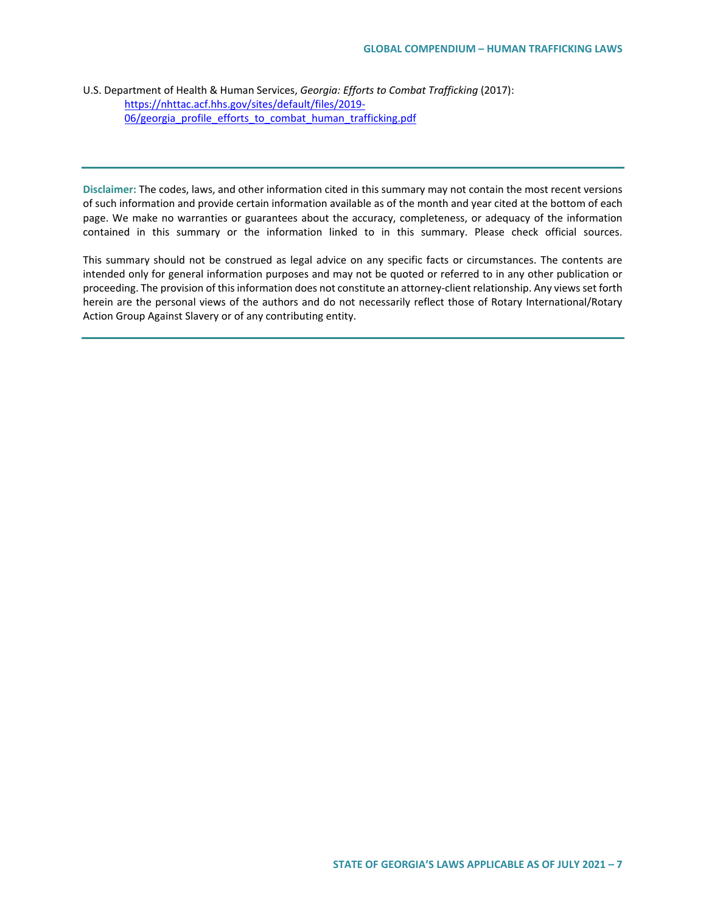U.S. Department of Health & Human Services, *Georgia: Efforts to Combat Trafficking* (2017): https://nhttac.acf.hhs.gov/sites/default/files/2019-06/georgia_profile_efforts_to_combat_human_trafficking.pdf

---

**Disclaimer:** The codes, laws, and other information cited in this summary may not contain the most recent versions of such information and provide certain information available as of the month and year cited at the bottom of each page. We make no warranties or guarantees about the accuracy, completeness, or adequacy of the information contained in this summary or the information linked to in this summary. Please check official sources.

This summary should not be construed as legal advice on any specific facts or circumstances. The contents are intended only for general information purposes and may not be quoted or referred to in any other publication or proceeding. The provision of this information does not constitute an attorney-client relationship. Any views set forth herein are the personal views of the authors and do not necessarily reflect those of Rotary International/Rotary Action Group Against Slavery or of any contributing entity.

---